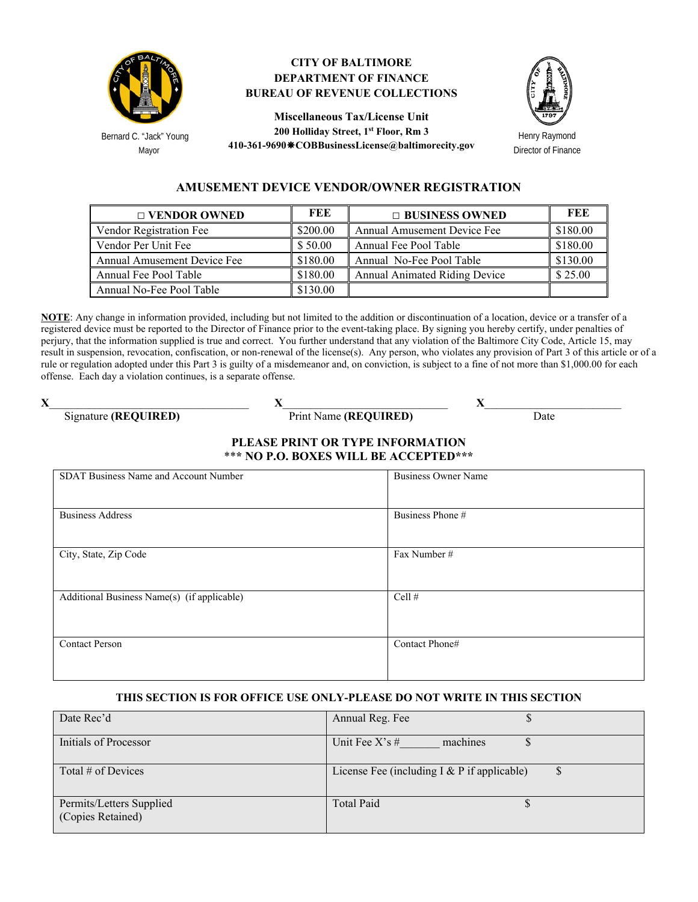Bernard C. "Jack" Young
Mayor

**CITY OF BALTIMORE**
**DEPARTMENT OF FINANCE**
**BUREAU OF REVENUE COLLECTIONS**

**Miscellaneous Tax/License Unit**
**200 Holliday Street, 1st Floor, Rm 3**
**410-361-9690 ❋ COBBusinessLicense@baltimorecity.gov**

Henry Raymond
Director of Finance

## AMUSEMENT DEVICE VENDOR/OWNER REGISTRATION

| □ VENDOR OWNED | FEE | □ BUSINESS OWNED | FEE |
|---|---|---|---|
| Vendor Registration Fee | $200.00 | Annual Amusement Device Fee | $180.00 |
| Vendor Per Unit Fee | $ 50.00 | Annual Fee Pool Table | $180.00 |
| Annual Amusement Device Fee | $180.00 | Annual No-Fee Pool Table | $130.00 |
| Annual Fee Pool Table | $180.00 | Annual Animated Riding Device | $ 25.00 |
| Annual No-Fee Pool Table | $130.00 | | |

**NOTE**: Any change in information provided, including but not limited to the addition or discontinuation of a location, device or a transfer of a registered device must be reported to the Director of Finance prior to the event-taking place. By signing you hereby certify, under penalties of perjury, that the information supplied is true and correct. You further understand that any violation of the Baltimore City Code, Article 15, may result in suspension, revocation, confiscation, or non-renewal of the license(s). Any person, who violates any provision of Part 3 of this article or of a rule or regulation adopted under this Part 3 is guilty of a misdemeanor and, on conviction, is subject to a fine of not more than $1,000.00 for each offense. Each day a violation continues, is a separate offense.

X__________________________________ X____________________________ X________________________
Signature **(REQUIRED)** Print Name **(REQUIRED)** Date

**PLEASE PRINT OR TYPE INFORMATION**
**\*\*\* NO P.O. BOXES WILL BE ACCEPTED\*\*\***

| SDAT Business Name and Account Number | Business Owner Name |
|---|---|
| Business Address | Business Phone # |
| City, State, Zip Code | Fax Number # |
| Additional Business Name(s) (if applicable) | Cell # |
| Contact Person | Contact Phone# |

**THIS SECTION IS FOR OFFICE USE ONLY-PLEASE DO NOT WRITE IN THIS SECTION**

| Date Rec'd | Annual Reg. Fee $ |
|---|---|
| Initials of Processor | Unit Fee X's #_______ machines $ |
| Total # of Devices | License Fee (including I & P if applicable) $ |
| Permits/Letters Supplied (Copies Retained) | Total Paid $ |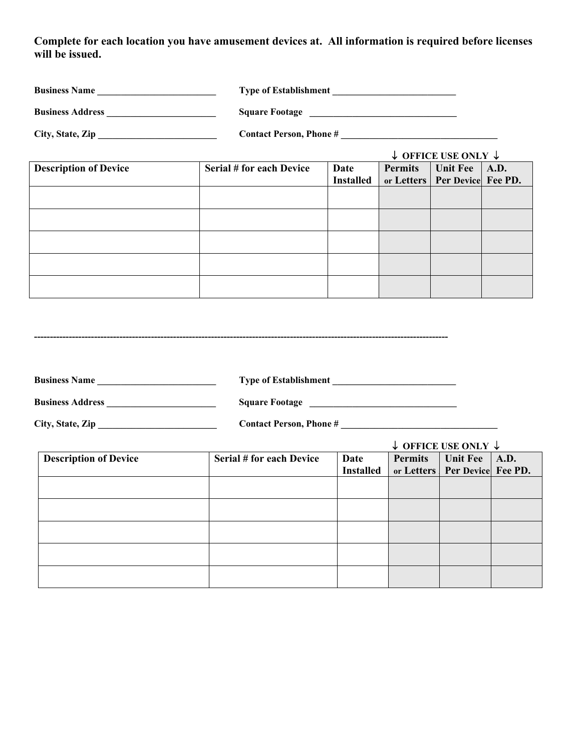**Complete for each location you have amusement devices at. All information is required before licenses will be issued.**

**Business Name** _________________________ **Type of Establishment** __________________________

**Business Address** _______________________ **Square Footage** _______________________________

**City, State, Zip** _________________________ **Contact Person, Phone #** _________________________________

**↓ OFFICE USE ONLY ↓**

| Description of Device | Serial # for each Device | Date Installed | Permits or Letters | Unit Fee Per Device | A.D. Fee PD. |
|---|---|---|---|---|---|
| | | | | | |
| | | | | | |
| | | | | | |
| | | | | | |
| | | | | | |

---

**Business Name** _________________________ **Type of Establishment** __________________________

**Business Address** _______________________ **Square Footage** _______________________________

**City, State, Zip** _________________________ **Contact Person, Phone #** _________________________________

**↓ OFFICE USE ONLY ↓**

| Description of Device | Serial # for each Device | Date Installed | Permits or Letters | Unit Fee Per Device | A.D. Fee PD. |
|---|---|---|---|---|---|
| | | | | | |
| | | | | | |
| | | | | | |
| | | | | | |
| | | | | | |